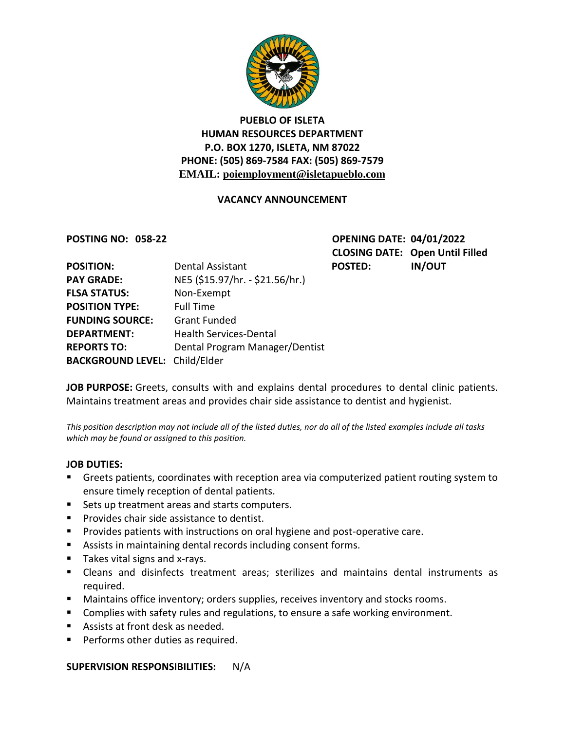**PUEBLO OF ISLETA**
**HUMAN RESOURCES DEPARTMENT**
**P.O. BOX 1270, ISLETA, NM 87022**
**PHONE: (505) 869-7584 FAX: (505) 869-7579**
**EMAIL: poiemployment@isletapueblo.com**

## VACANCY ANNOUNCEMENT

| | | | |
|---|---|---|---|
| **POSTING NO:** | **058-22** | **OPENING DATE:** | **04/01/2022** |
| | | **CLOSING DATE:** | **Open Until Filled** |
| **POSITION:** | Dental Assistant | **POSTED:** | **IN/OUT** |
| **PAY GRADE:** | NE5 ($15.97/hr. - $21.56/hr.) | | |
| **FLSA STATUS:** | Non-Exempt | | |
| **POSITION TYPE:** | Full Time | | |
| **FUNDING SOURCE:** | Grant Funded | | |
| **DEPARTMENT:** | Health Services-Dental | | |
| **REPORTS TO:** | Dental Program Manager/Dentist | | |
| **BACKGROUND LEVEL:** | Child/Elder | | |

**JOB PURPOSE:** Greets, consults with and explains dental procedures to dental clinic patients. Maintains treatment areas and provides chair side assistance to dentist and hygienist.

*This position description may not include all of the listed duties, nor do all of the listed examples include all tasks which may be found or assigned to this position.*

**JOB DUTIES:**

- Greets patients, coordinates with reception area via computerized patient routing system to ensure timely reception of dental patients.
- Sets up treatment areas and starts computers.
- Provides chair side assistance to dentist.
- Provides patients with instructions on oral hygiene and post-operative care.
- Assists in maintaining dental records including consent forms.
- Takes vital signs and x-rays.
- Cleans and disinfects treatment areas; sterilizes and maintains dental instruments as required.
- Maintains office inventory; orders supplies, receives inventory and stocks rooms.
- Complies with safety rules and regulations, to ensure a safe working environment.
- Assists at front desk as needed.
- Performs other duties as required.

**SUPERVISION RESPONSIBILITIES:** N/A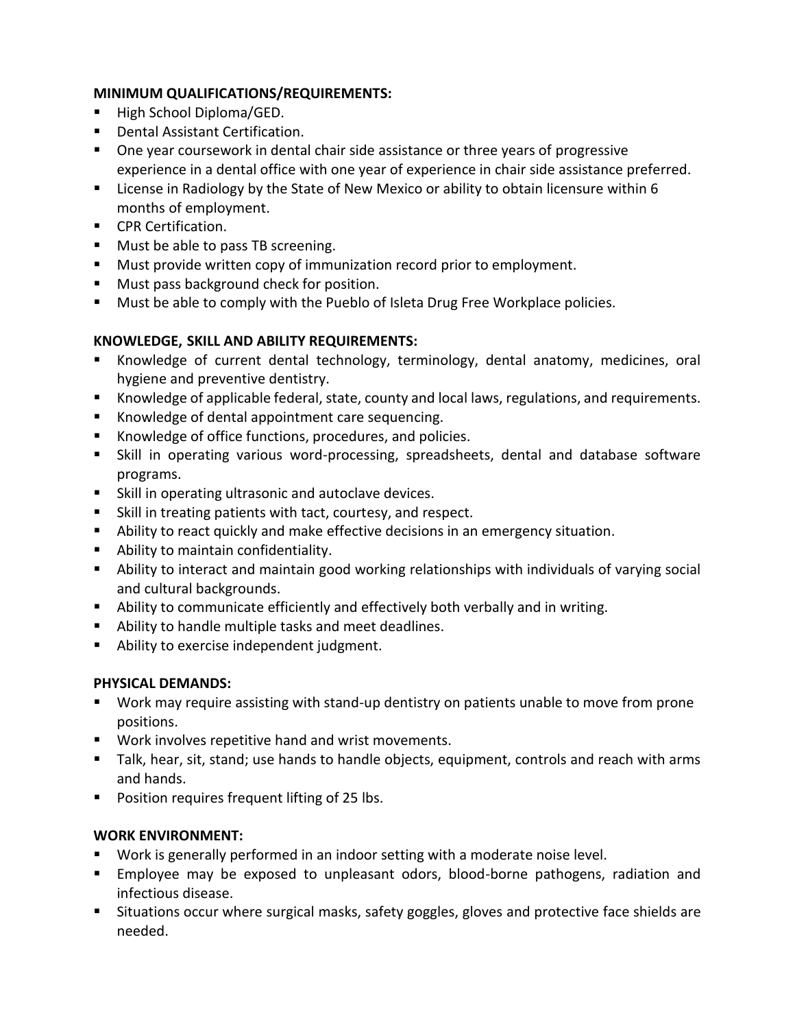**MINIMUM QUALIFICATIONS/REQUIREMENTS:**

- High School Diploma/GED.
- Dental Assistant Certification.
- One year coursework in dental chair side assistance or three years of progressive experience in a dental office with one year of experience in chair side assistance preferred.
- License in Radiology by the State of New Mexico or ability to obtain licensure within 6 months of employment.
- CPR Certification.
- Must be able to pass TB screening.
- Must provide written copy of immunization record prior to employment.
- Must pass background check for position.
- Must be able to comply with the Pueblo of Isleta Drug Free Workplace policies.

**KNOWLEDGE, SKILL AND ABILITY REQUIREMENTS:**

- Knowledge of current dental technology, terminology, dental anatomy, medicines, oral hygiene and preventive dentistry.
- Knowledge of applicable federal, state, county and local laws, regulations, and requirements.
- Knowledge of dental appointment care sequencing.
- Knowledge of office functions, procedures, and policies.
- Skill in operating various word-processing, spreadsheets, dental and database software programs.
- Skill in operating ultrasonic and autoclave devices.
- Skill in treating patients with tact, courtesy, and respect.
- Ability to react quickly and make effective decisions in an emergency situation.
- Ability to maintain confidentiality.
- Ability to interact and maintain good working relationships with individuals of varying social and cultural backgrounds.
- Ability to communicate efficiently and effectively both verbally and in writing.
- Ability to handle multiple tasks and meet deadlines.
- Ability to exercise independent judgment.

**PHYSICAL DEMANDS:**

- Work may require assisting with stand-up dentistry on patients unable to move from prone positions.
- Work involves repetitive hand and wrist movements.
- Talk, hear, sit, stand; use hands to handle objects, equipment, controls and reach with arms and hands.
- Position requires frequent lifting of 25 lbs.

**WORK ENVIRONMENT:**

- Work is generally performed in an indoor setting with a moderate noise level.
- Employee may be exposed to unpleasant odors, blood-borne pathogens, radiation and infectious disease.
- Situations occur where surgical masks, safety goggles, gloves and protective face shields are needed.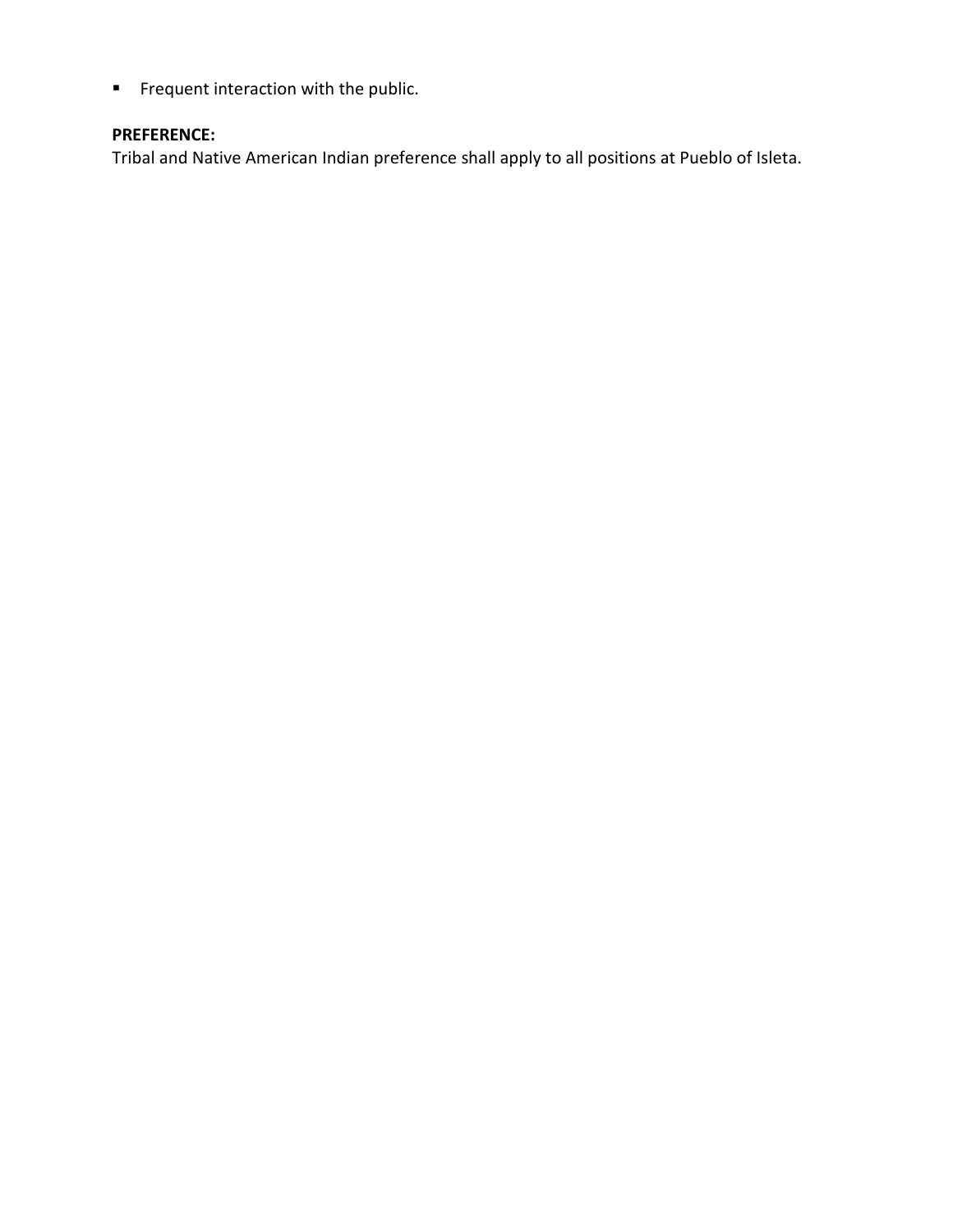- Frequent interaction with the public.

**PREFERENCE:**
Tribal and Native American Indian preference shall apply to all positions at Pueblo of Isleta.